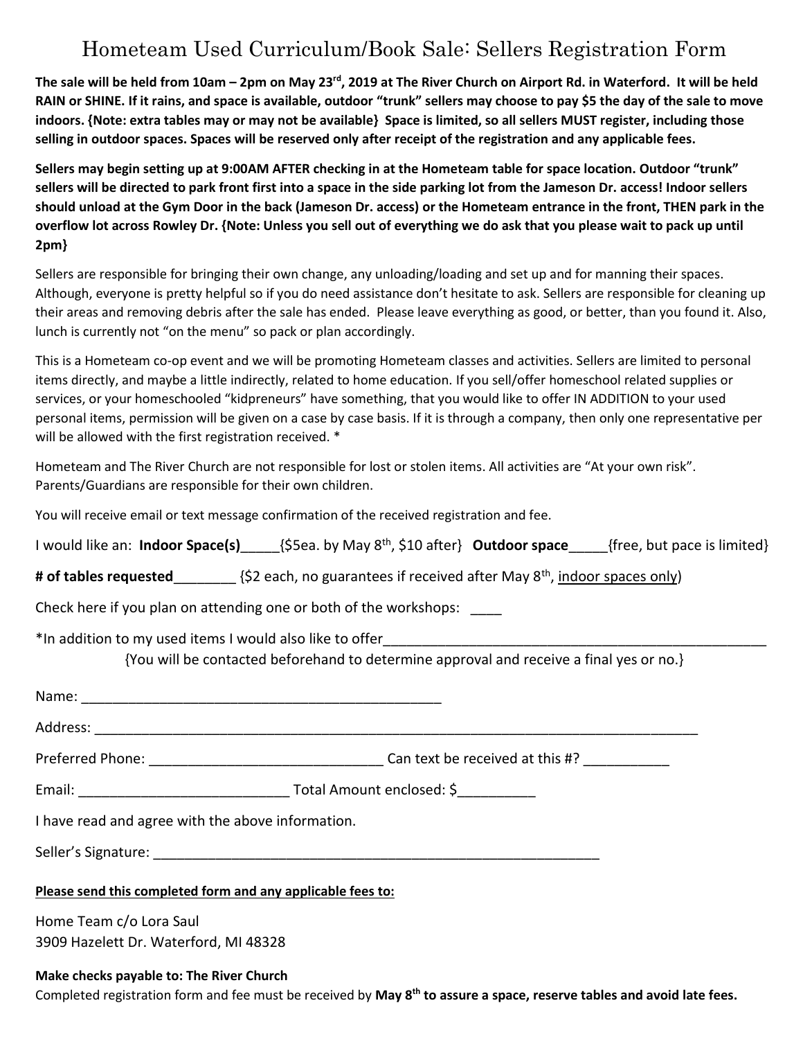# Hometeam Used Curriculum/Book Sale: Sellers Registration Form

**The sale will be held from 10am – 2pm on May 23rd, 2019 at The River Church on Airport Rd. in Waterford. It will be held RAIN or SHINE. If it rains, and space is available, outdoor "trunk" sellers may choose to pay $5 the day of the sale to move indoors. {Note: extra tables may or may not be available} Space is limited, so all sellers MUST register, including those selling in outdoor spaces. Spaces will be reserved only after receipt of the registration and any applicable fees.**

**Sellers may begin setting up at 9:00AM AFTER checking in at the Hometeam table for space location. Outdoor "trunk" sellers will be directed to park front first into a space in the side parking lot from the Jameson Dr. access! Indoor sellers should unload at the Gym Door in the back (Jameson Dr. access) or the Hometeam entrance in the front, THEN park in the overflow lot across Rowley Dr. {Note: Unless you sell out of everything we do ask that you please wait to pack up until 2pm}**

Sellers are responsible for bringing their own change, any unloading/loading and set up and for manning their spaces. Although, everyone is pretty helpful so if you do need assistance don't hesitate to ask. Sellers are responsible for cleaning up their areas and removing debris after the sale has ended. Please leave everything as good, or better, than you found it. Also, lunch is currently not "on the menu" so pack or plan accordingly.

This is a Hometeam co-op event and we will be promoting Hometeam classes and activities. Sellers are limited to personal items directly, and maybe a little indirectly, related to home education. If you sell/offer homeschool related supplies or services, or your homeschooled "kidpreneurs" have something, that you would like to offer IN ADDITION to your used personal items, permission will be given on a case by case basis. If it is through a company, then only one representative per will be allowed with the first registration received. *

Hometeam and The River Church are not responsible for lost or stolen items. All activities are "At your own risk". Parents/Guardians are responsible for their own children.

You will receive email or text message confirmation of the received registration and fee.

I would like an: **Indoor Space(s)**_____{$5ea. by May 8th, $10 after} **Outdoor space**_____{free, but pace is limited}

**# of tables requested**________ {$2 each, no guarantees if received after May 8th, indoor spaces only)

Check here if you plan on attending one or both of the workshops: ____

*In addition to my used items I would also like to offer_____________________________________________________

{You will be contacted beforehand to determine approval and receive a final yes or no.}

Name: ______________________________________________

Address: ________________________________________________________________________________

Preferred Phone: ______________________________ Can text be received at this #? ___________

Email: ___________________________ Total Amount enclosed: $__________

I have read and agree with the above information.

Seller's Signature: ___________________________________________________________

**Please send this completed form and any applicable fees to:**

Home Team c/o Lora Saul
3909 Hazelett Dr. Waterford, MI 48328

**Make checks payable to: The River Church**

Completed registration form and fee must be received by **May 8th to assure a space, reserve tables and avoid late fees.**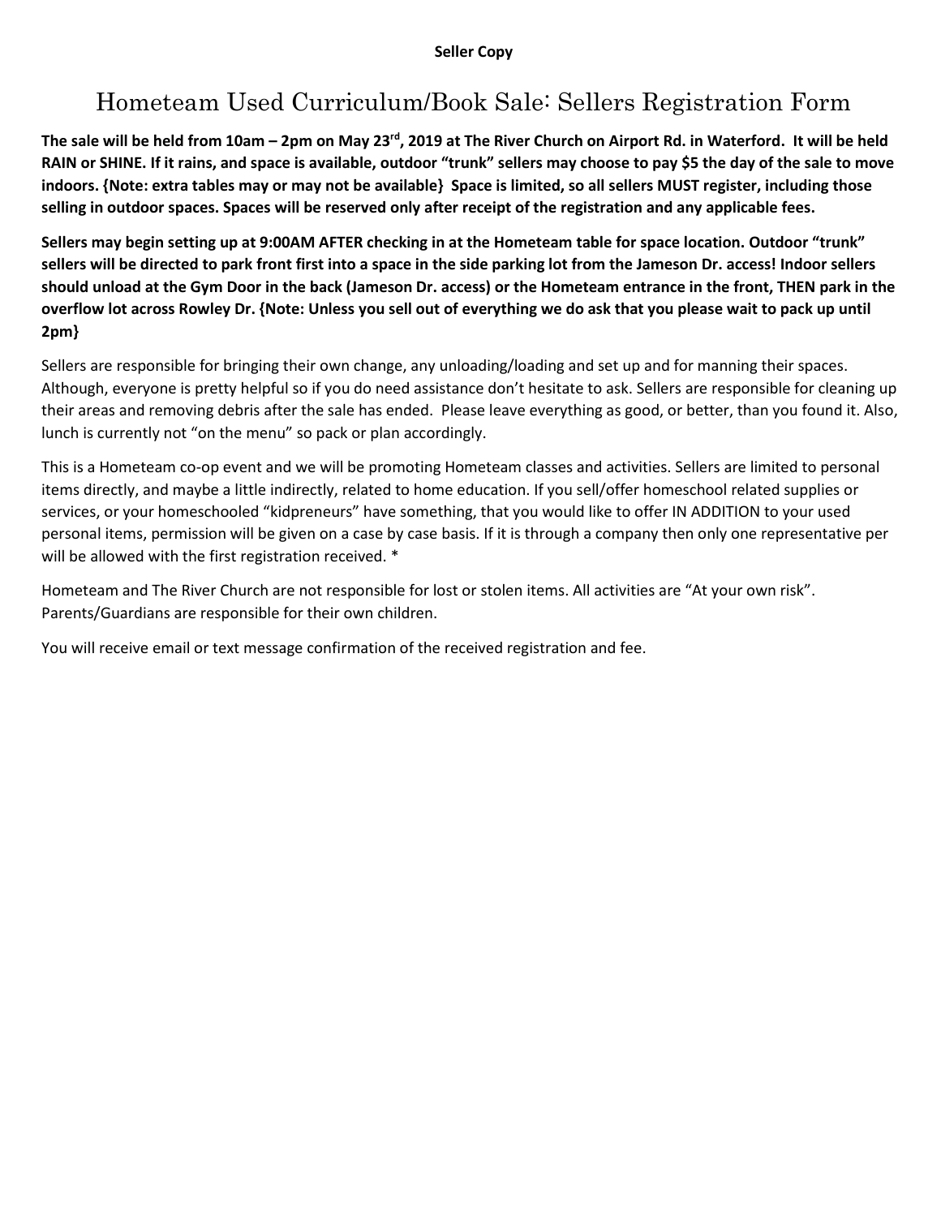**Seller Copy**

# Hometeam Used Curriculum/Book Sale: Sellers Registration Form

**The sale will be held from 10am – 2pm on May 23rd, 2019 at The River Church on Airport Rd. in Waterford. It will be held RAIN or SHINE. If it rains, and space is available, outdoor "trunk" sellers may choose to pay $5 the day of the sale to move indoors. {Note: extra tables may or may not be available} Space is limited, so all sellers MUST register, including those selling in outdoor spaces. Spaces will be reserved only after receipt of the registration and any applicable fees.**

**Sellers may begin setting up at 9:00AM AFTER checking in at the Hometeam table for space location. Outdoor "trunk" sellers will be directed to park front first into a space in the side parking lot from the Jameson Dr. access! Indoor sellers should unload at the Gym Door in the back (Jameson Dr. access) or the Hometeam entrance in the front, THEN park in the overflow lot across Rowley Dr. {Note: Unless you sell out of everything we do ask that you please wait to pack up until 2pm}**

Sellers are responsible for bringing their own change, any unloading/loading and set up and for manning their spaces. Although, everyone is pretty helpful so if you do need assistance don't hesitate to ask. Sellers are responsible for cleaning up their areas and removing debris after the sale has ended. Please leave everything as good, or better, than you found it. Also, lunch is currently not "on the menu" so pack or plan accordingly.

This is a Hometeam co-op event and we will be promoting Hometeam classes and activities. Sellers are limited to personal items directly, and maybe a little indirectly, related to home education. If you sell/offer homeschool related supplies or services, or your homeschooled "kidpreneurs" have something, that you would like to offer IN ADDITION to your used personal items, permission will be given on a case by case basis. If it is through a company then only one representative per will be allowed with the first registration received. *

Hometeam and The River Church are not responsible for lost or stolen items. All activities are "At your own risk". Parents/Guardians are responsible for their own children.

You will receive email or text message confirmation of the received registration and fee.